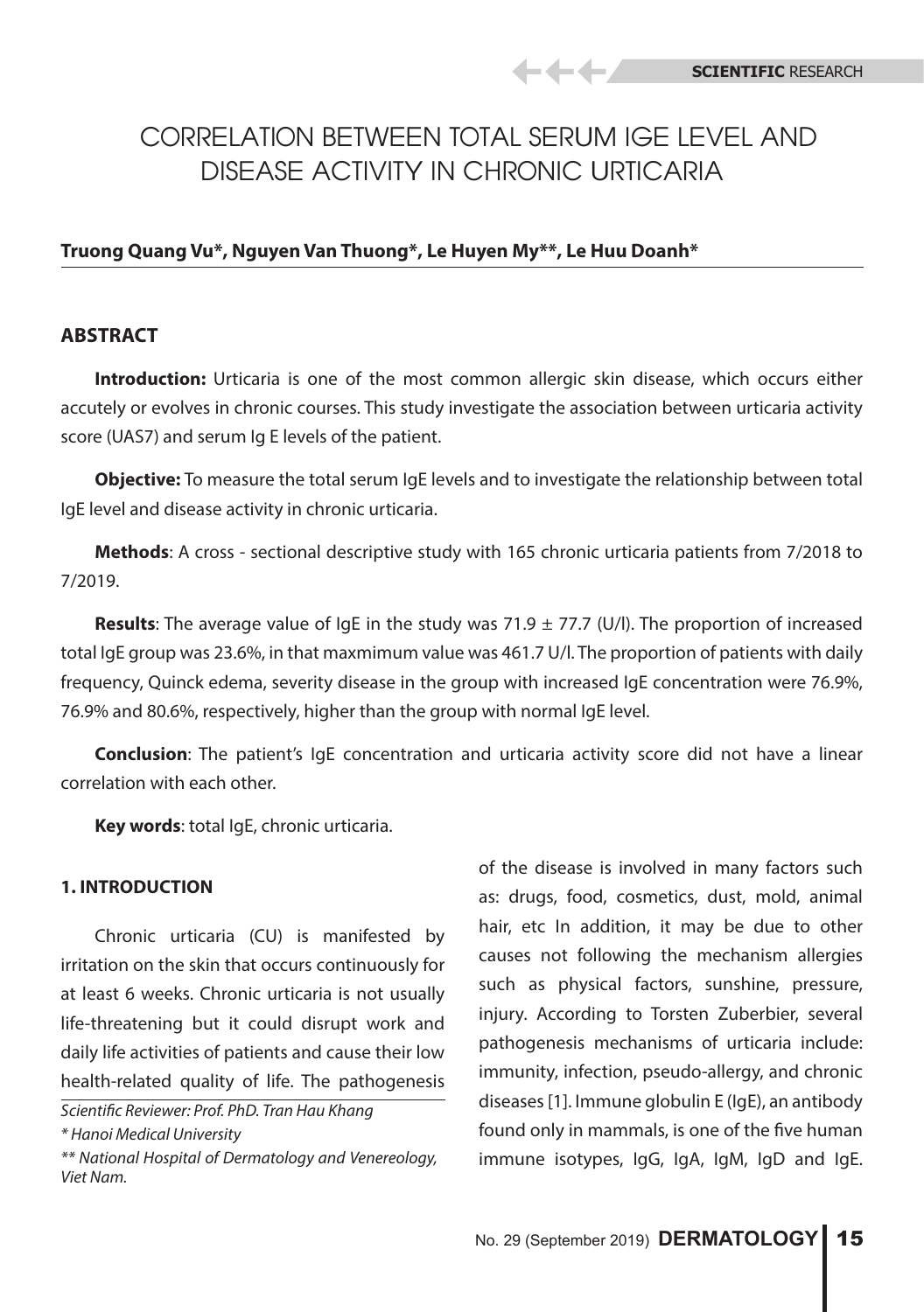# CORRELATION BETWEEN TOTAL SERUM IGE LEVEL AND DISEASE ACTIVITY IN CHRONIC URTICARIA

**Truong Quang Vu\*, Nguyen Van Thuong\*, Le Huyen My\*\*, Le Huu Doanh\***

## ABSTRACT

**Introduction:** Urticaria is one of the most common allergic skin disease, which occurs either accutely or evolves in chronic courses. This study investigate the association between urticaria activity score (UAS7) and serum Ig E levels of the patient.

**Objective:** To measure the total serum IgE levels and to investigate the relationship between total IgE level and disease activity in chronic urticaria.

**Methods**: A cross - sectional descriptive study with 165 chronic urticaria patients from 7/2018 to 7/2019.

**Results**: The average value of IgE in the study was 71.9 ± 77.7 (U/l). The proportion of increased total IgE group was 23.6%, in that maxmimum value was 461.7 U/l. The proportion of patients with daily frequency, Quinck edema, severity disease in the group with increased IgE concentration were 76.9%, 76.9% and 80.6%, respectively, higher than the group with normal IgE level.

**Conclusion**: The patient's IgE concentration and urticaria activity score did not have a linear correlation with each other.

**Key words**: total IgE, chronic urticaria.

## 1. INTRODUCTION

Chronic urticaria (CU) is manifested by irritation on the skin that occurs continuously for at least 6 weeks. Chronic urticaria is not usually life-threatening but it could disrupt work and daily life activities of patients and cause their low health-related quality of life. The pathogenesis of the disease is involved in many factors such as: drugs, food, cosmetics, dust, mold, animal hair, etc In addition, it may be due to other causes not following the mechanism allergies such as physical factors, sunshine, pressure, injury. According to Torsten Zuberbier, several pathogenesis mechanisms of urticaria include: immunity, infection, pseudo-allergy, and chronic diseases [1]. Immune globulin E (IgE), an antibody found only in mammals, is one of the five human immune isotypes, IgG, IgA, IgM, IgD and IgE.

*Scientific Reviewer: Prof. PhD. Tran Hau Khang*

*\* Hanoi Medical University*

*\*\* National Hospital of Dermatology and Venereology, Viet Nam.*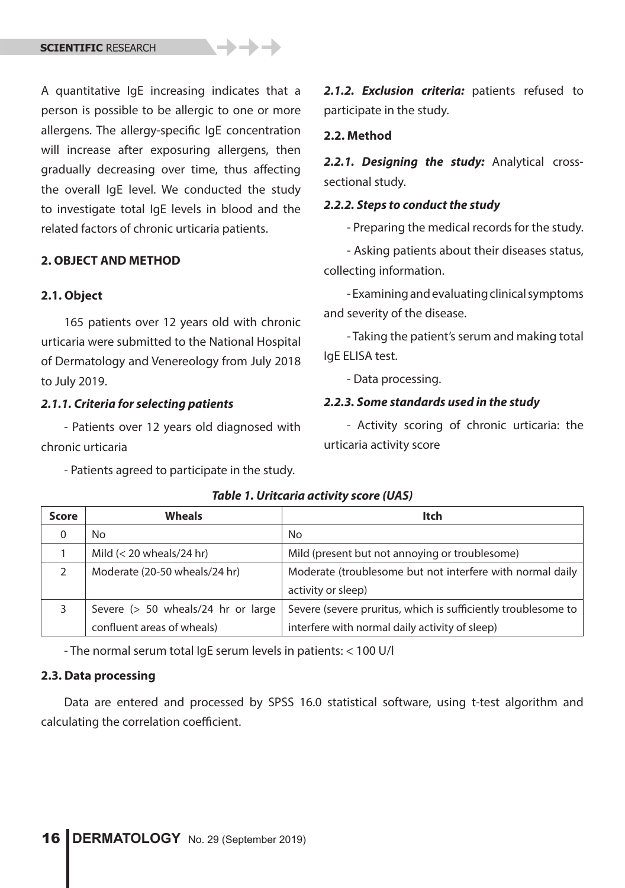A quantitative IgE increasing indicates that a person is possible to be allergic to one or more allergens. The allergy-specific IgE concentration will increase after exposuring allergens, then gradually decreasing over time, thus affecting the overall IgE level. We conducted the study to investigate total IgE levels in blood and the related factors of chronic urticaria patients.

## 2. OBJECT AND METHOD

### 2.1. Object

165 patients over 12 years old with chronic urticaria were submitted to the National Hospital of Dermatology and Venereology from July 2018 to July 2019.

#### *2.1.1. Criteria for selecting patients*

- Patients over 12 years old diagnosed with chronic urticaria
- Patients agreed to participate in the study.

***2.1.2. Exclusion criteria:*** patients refused to participate in the study.

### 2.2. Method

***2.2.1. Designing the study:*** Analytical cross-sectional study.

#### *2.2.2. Steps to conduct the study*

- Preparing the medical records for the study.
- Asking patients about their diseases status, collecting information.
- Examining and evaluating clinical symptoms and severity of the disease.
- Taking the patient's serum and making total IgE ELISA test.
- Data processing.

#### *2.2.3. Some standards used in the study*

- Activity scoring of chronic urticaria: the urticaria activity score

***Table 1. Uritcaria activity score (UAS)***

| Score | Wheals | Itch |
|---|---|---|
| 0 | No | No |
| 1 | Mild (< 20 wheals/24 hr) | Mild (present but not annoying or troublesome) |
| 2 | Moderate (20-50 wheals/24 hr) | Moderate (troublesome but not interfere with normal daily activity or sleep) |
| 3 | Severe (> 50 wheals/24 hr or large confluent areas of wheals) | Severe (severe pruritus, which is sufficiently troublesome to interfere with normal daily activity of sleep) |

- The normal serum total IgE serum levels in patients: < 100 U/l

### 2.3. Data processing

Data are entered and processed by SPSS 16.0 statistical software, using t-test algorithm and calculating the correlation coefficient.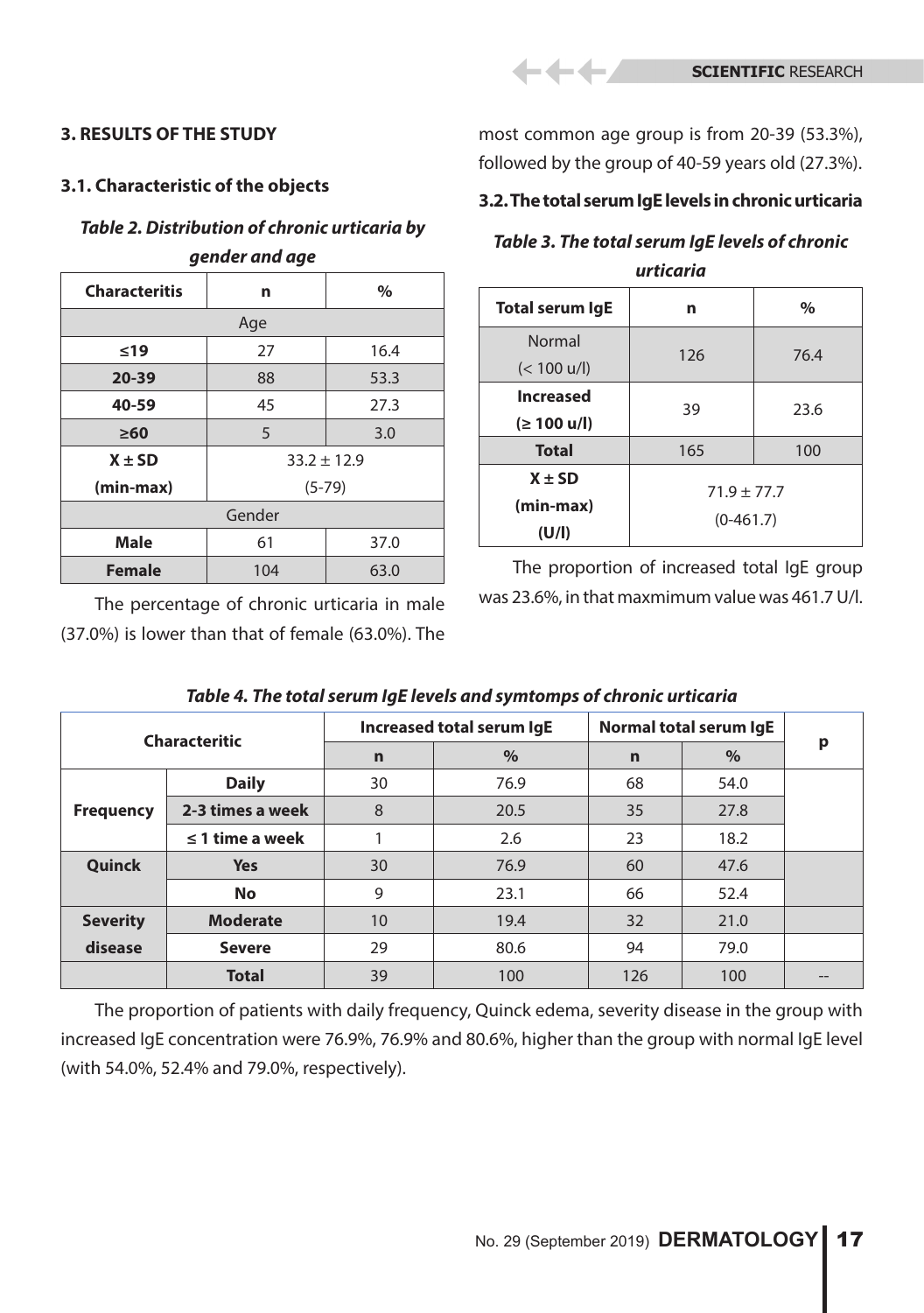## 3. RESULTS OF THE STUDY

### 3.1. Characteristic of the objects

***Table 2. Distribution of chronic urticaria by gender and age***

| Characteritis | n | % |
|---|---|---|
| Age | | |
| ≤19 | 27 | 16.4 |
| 20-39 | 88 | 53.3 |
| 40-59 | 45 | 27.3 |
| ≥60 | 5 | 3.0 |
| X ± SD (min-max) | 33.2 ± 12.9 (5-79) | |
| Gender | | |
| Male | 61 | 37.0 |
| Female | 104 | 63.0 |

The percentage of chronic urticaria in male (37.0%) is lower than that of female (63.0%). The most common age group is from 20-39 (53.3%), followed by the group of 40-59 years old (27.3%).

### 3.2. The total serum IgE levels in chronic urticaria

***Table 3. The total serum IgE levels of chronic urticaria***

| Total serum IgE | n | % |
|---|---|---|
| Normal (< 100 u/l) | 126 | 76.4 |
| **Increased (≥ 100 u/l)** | 39 | 23.6 |
| **Total** | 165 | 100 |
| **X ± SD (min-max) (U/l)** | 71.9 ± 77.7 (0-461.7) | |

The proportion of increased total IgE group was 23.6%, in that maxmimum value was 461.7 U/l.

***Table 4. The total serum IgE levels and symtomps of chronic urticaria***

| Characteritic | | Increased total serum IgE | | Normal total serum IgE | | p |
|---|---|---|---|---|---|---|
| | | n | % | n | % | |
| Frequency | Daily | 30 | 76.9 | 68 | 54.0 | |
| | 2-3 times a week | 8 | 20.5 | 35 | 27.8 | |
| | ≤ 1 time a week | 1 | 2.6 | 23 | 18.2 | |
| Quinck | Yes | 30 | 76.9 | 60 | 47.6 | |
| | No | 9 | 23.1 | 66 | 52.4 | |
| Severity disease | Moderate | 10 | 19.4 | 32 | 21.0 | |
| | Severe | 29 | 80.6 | 94 | 79.0 | |
| | Total | 39 | 100 | 126 | 100 | -- |

The proportion of patients with daily frequency, Quinck edema, severity disease in the group with increased IgE concentration were 76.9%, 76.9% and 80.6%, higher than the group with normal IgE level (with 54.0%, 52.4% and 79.0%, respectively).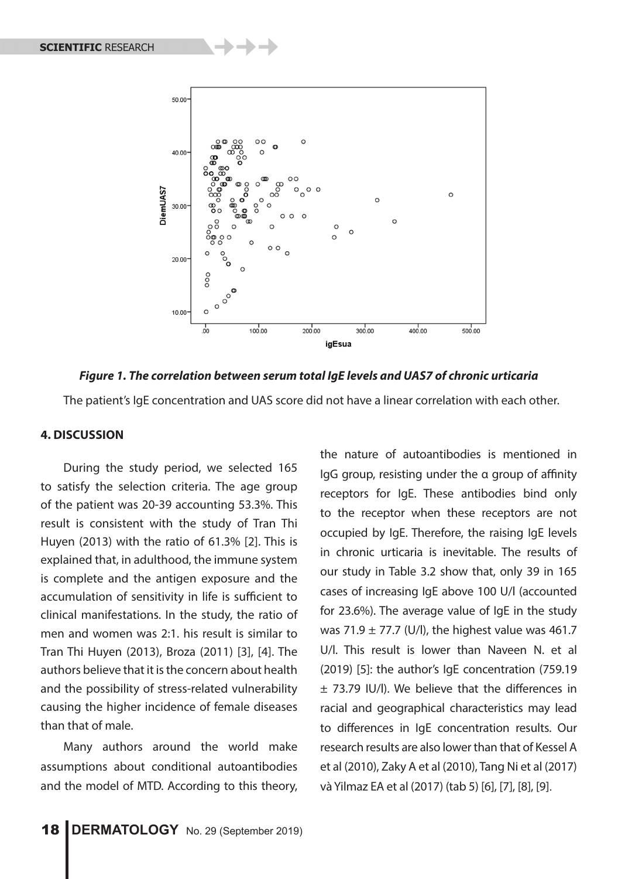*Figure 1. The correlation between serum total IgE levels and UAS7 of chronic urticaria*

The patient's IgE concentration and UAS score did not have a linear correlation with each other.

## 4. DISCUSSION

During the study period, we selected 165 to satisfy the selection criteria. The age group of the patient was 20-39 accounting 53.3%. This result is consistent with the study of Tran Thi Huyen (2013) with the ratio of 61.3% [2]. This is explained that, in adulthood, the immune system is complete and the antigen exposure and the accumulation of sensitivity in life is sufficient to clinical manifestations. In the study, the ratio of men and women was 2:1. his result is similar to Tran Thi Huyen (2013), Broza (2011) [3], [4]. The authors believe that it is the concern about health and the possibility of stress-related vulnerability causing the higher incidence of female diseases than that of male.

Many authors around the world make assumptions about conditional autoantibodies and the model of MTD. According to this theory, the nature of autoantibodies is mentioned in IgG group, resisting under the α group of affinity receptors for IgE. These antibodies bind only to the receptor when these receptors are not occupied by IgE. Therefore, the raising IgE levels in chronic urticaria is inevitable. The results of our study in Table 3.2 show that, only 39 in 165 cases of increasing IgE above 100 U/l (accounted for 23.6%). The average value of IgE in the study was 71.9 ± 77.7 (U/l), the highest value was 461.7 U/l. This result is lower than Naveen N. et al (2019) [5]: the author's IgE concentration (759.19 ± 73.79 IU/l). We believe that the differences in racial and geographical characteristics may lead to differences in IgE concentration results. Our research results are also lower than that of Kessel A et al (2010), Zaky A et al (2010), Tang Ni et al (2017) và Yilmaz EA et al (2017) (tab 5) [6], [7], [8], [9].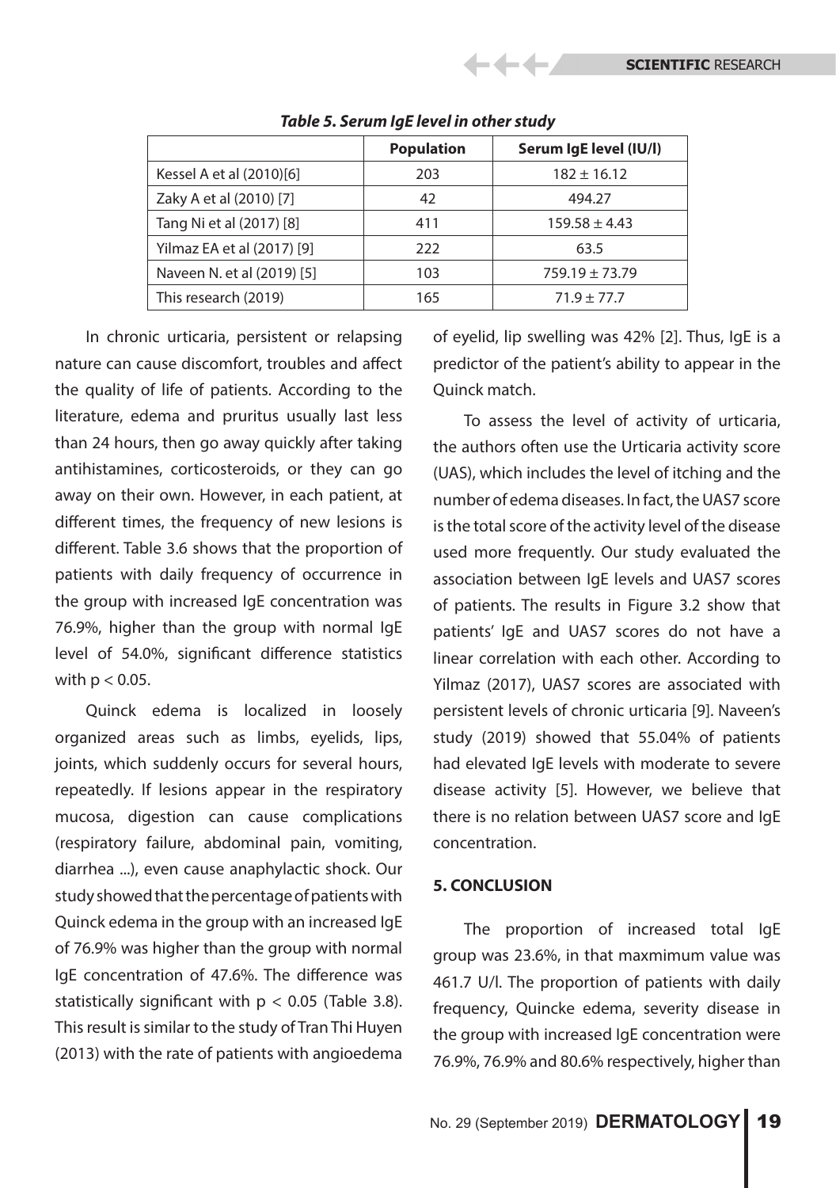*Table 5. Serum IgE level in other study*

| | Population | Serum IgE level (IU/l) |
|---|---|---|
| Kessel A et al (2010)[6] | 203 | 182 ± 16.12 |
| Zaky A et al (2010) [7] | 42 | 494.27 |
| Tang Ni et al (2017) [8] | 411 | 159.58 ± 4.43 |
| Yilmaz EA et al (2017) [9] | 222 | 63.5 |
| Naveen N. et al (2019) [5] | 103 | 759.19 ± 73.79 |
| This research (2019) | 165 | 71.9 ± 77.7 |

In chronic urticaria, persistent or relapsing nature can cause discomfort, troubles and affect the quality of life of patients. According to the literature, edema and pruritus usually last less than 24 hours, then go away quickly after taking antihistamines, corticosteroids, or they can go away on their own. However, in each patient, at different times, the frequency of new lesions is different. Table 3.6 shows that the proportion of patients with daily frequency of occurrence in the group with increased IgE concentration was 76.9%, higher than the group with normal IgE level of 54.0%, significant difference statistics with $p < 0.05$.

Quinck edema is localized in loosely organized areas such as limbs, eyelids, lips, joints, which suddenly occurs for several hours, repeatedly. If lesions appear in the respiratory mucosa, digestion can cause complications (respiratory failure, abdominal pain, vomiting, diarrhea ...), even cause anaphylactic shock. Our study showed that the percentage of patients with Quinck edema in the group with an increased IgE of 76.9% was higher than the group with normal IgE concentration of 47.6%. The difference was statistically significant with $p < 0.05$ (Table 3.8). This result is similar to the study of Tran Thi Huyen (2013) with the rate of patients with angioedema of eyelid, lip swelling was 42% [2]. Thus, IgE is a predictor of the patient's ability to appear in the Quinck match.

To assess the level of activity of urticaria, the authors often use the Urticaria activity score (UAS), which includes the level of itching and the number of edema diseases. In fact, the UAS7 score is the total score of the activity level of the disease used more frequently. Our study evaluated the association between IgE levels and UAS7 scores of patients. The results in Figure 3.2 show that patients' IgE and UAS7 scores do not have a linear correlation with each other. According to Yilmaz (2017), UAS7 scores are associated with persistent levels of chronic urticaria [9]. Naveen's study (2019) showed that 55.04% of patients had elevated IgE levels with moderate to severe disease activity [5]. However, we believe that there is no relation between UAS7 score and IgE concentration.

## 5. CONCLUSION

The proportion of increased total IgE group was 23.6%, in that maxmimum value was 461.7 U/l. The proportion of patients with daily frequency, Quincke edema, severity disease in the group with increased IgE concentration were 76.9%, 76.9% and 80.6% respectively, higher than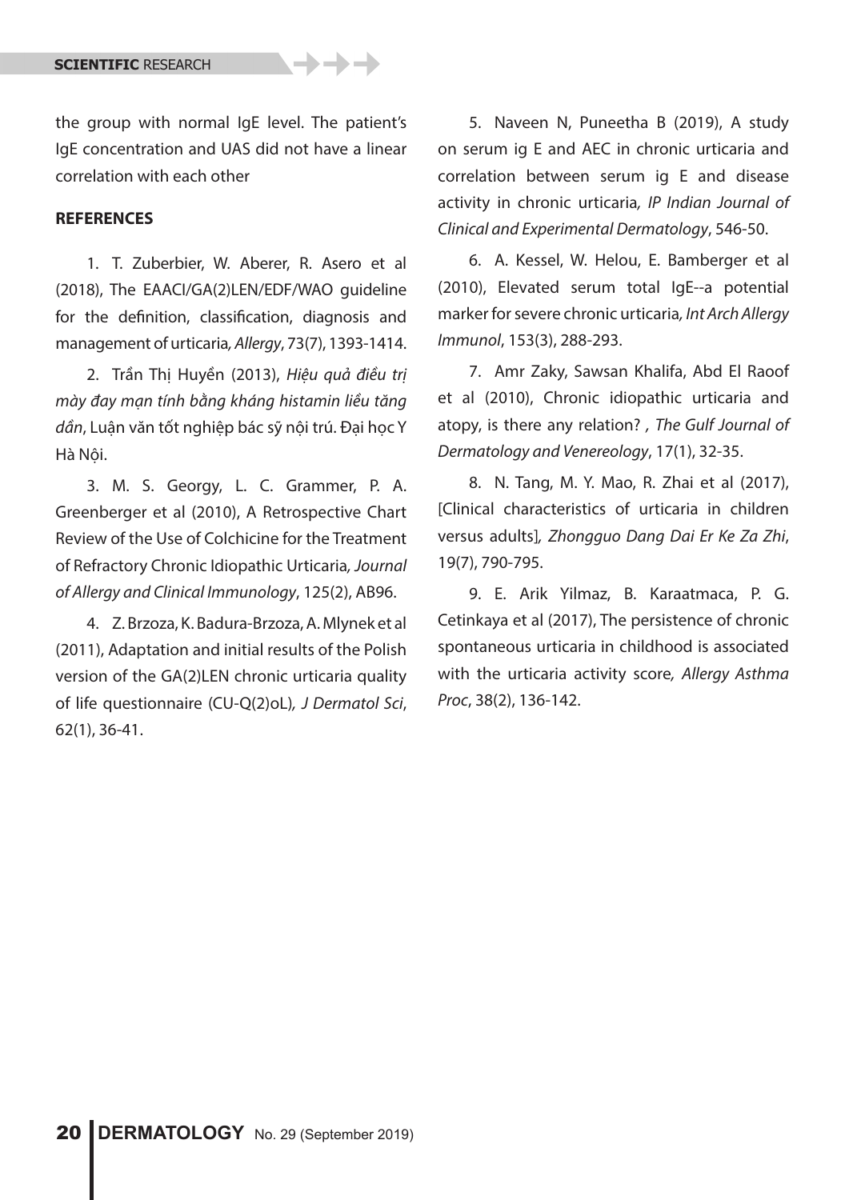the group with normal IgE level. The patient's IgE concentration and UAS did not have a linear correlation with each other

**REFERENCES**

1. T. Zuberbier, W. Aberer, R. Asero et al (2018), The EAACI/GA(2)LEN/EDF/WAO guideline for the definition, classification, diagnosis and management of urticaria, *Allergy*, 73(7), 1393-1414.

2. Trần Thị Huyền (2013), *Hiệu quả điều trị mày đay mạn tính bằng kháng histamin liều tăng dần*, Luận văn tốt nghiệp bác sỹ nội trú. Đại học Y Hà Nội.

3. M. S. Georgy, L. C. Grammer, P. A. Greenberger et al (2010), A Retrospective Chart Review of the Use of Colchicine for the Treatment of Refractory Chronic Idiopathic Urticaria, *Journal of Allergy and Clinical Immunology*, 125(2), AB96.

4. Z. Brzoza, K. Badura-Brzoza, A. Mlynek et al (2011), Adaptation and initial results of the Polish version of the GA(2)LEN chronic urticaria quality of life questionnaire (CU-Q(2)oL), *J Dermatol Sci*, 62(1), 36-41.

5. Naveen N, Puneetha B (2019), A study on serum ig E and AEC in chronic urticaria and correlation between serum ig E and disease activity in chronic urticaria, *IP Indian Journal of Clinical and Experimental Dermatology*, 546-50.

6. A. Kessel, W. Helou, E. Bamberger et al (2010), Elevated serum total IgE--a potential marker for severe chronic urticaria, *Int Arch Allergy Immunol*, 153(3), 288-293.

7. Amr Zaky, Sawsan Khalifa, Abd El Raoof et al (2010), Chronic idiopathic urticaria and atopy, is there any relation? *, The Gulf Journal of Dermatology and Venereology*, 17(1), 32-35.

8. N. Tang, M. Y. Mao, R. Zhai et al (2017), [Clinical characteristics of urticaria in children versus adults], *Zhongguo Dang Dai Er Ke Za Zhi*, 19(7), 790-795.

9. E. Arik Yilmaz, B. Karaatmaca, P. G. Cetinkaya et al (2017), The persistence of chronic spontaneous urticaria in childhood is associated with the urticaria activity score, *Allergy Asthma Proc*, 38(2), 136-142.